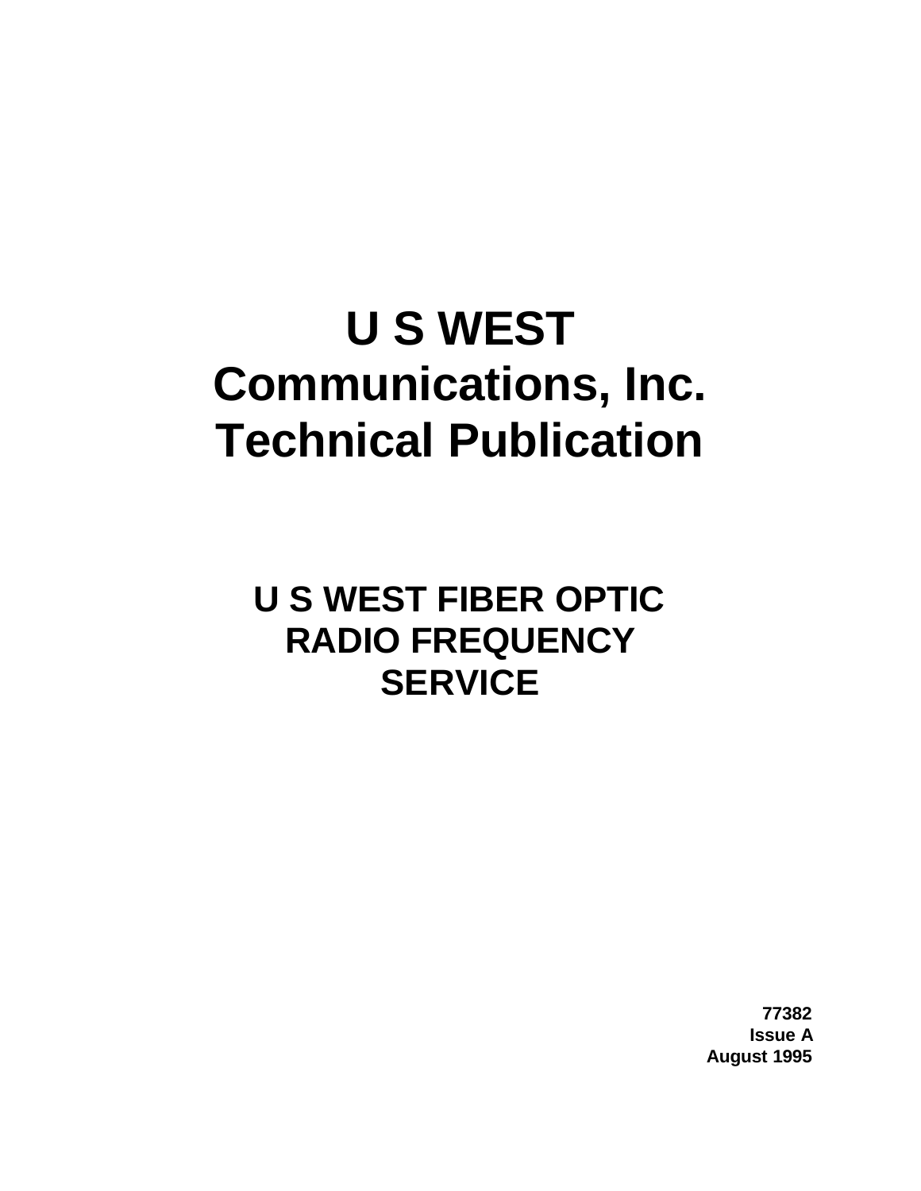# U S WEST Communications, Inc. Technical Publication

## U S WEST FIBER OPTIC RADIO FREQUENCY SERVICE

**77382**
**Issue A**
**August 1995**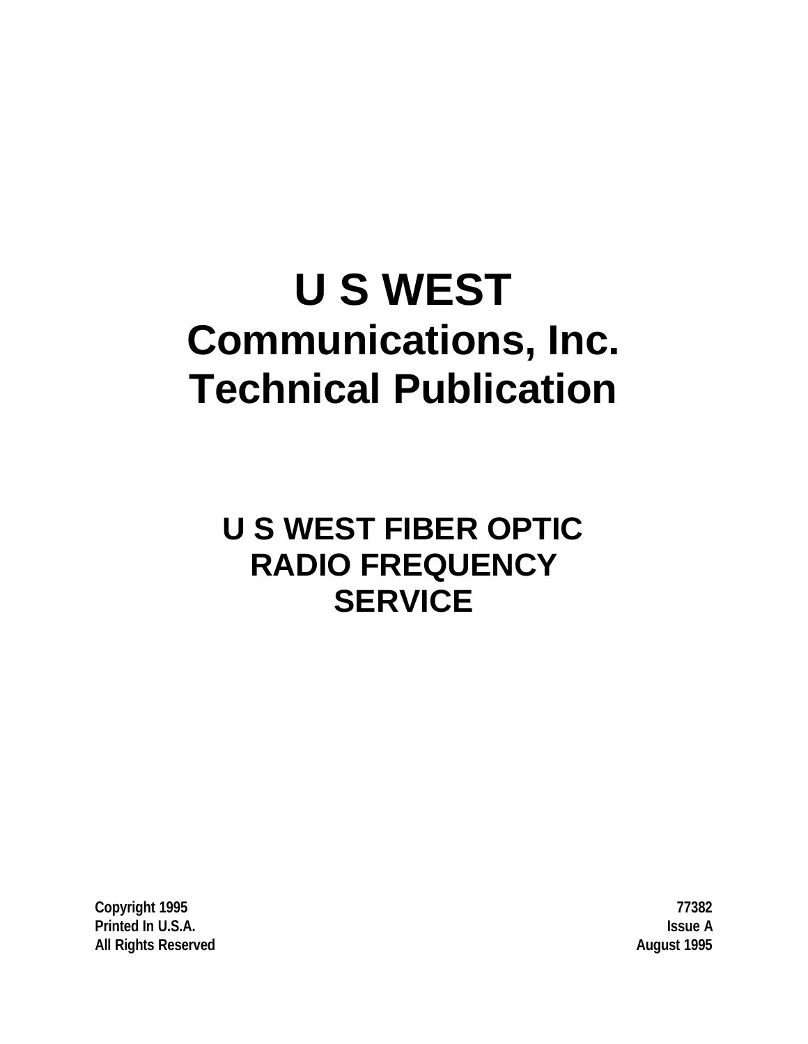# U S WEST
## Communications, Inc.
## Technical Publication

### U S WEST FIBER OPTIC RADIO FREQUENCY SERVICE

Copyright 1995
Printed In U.S.A.
All Rights Reserved

77382
Issue A
August 1995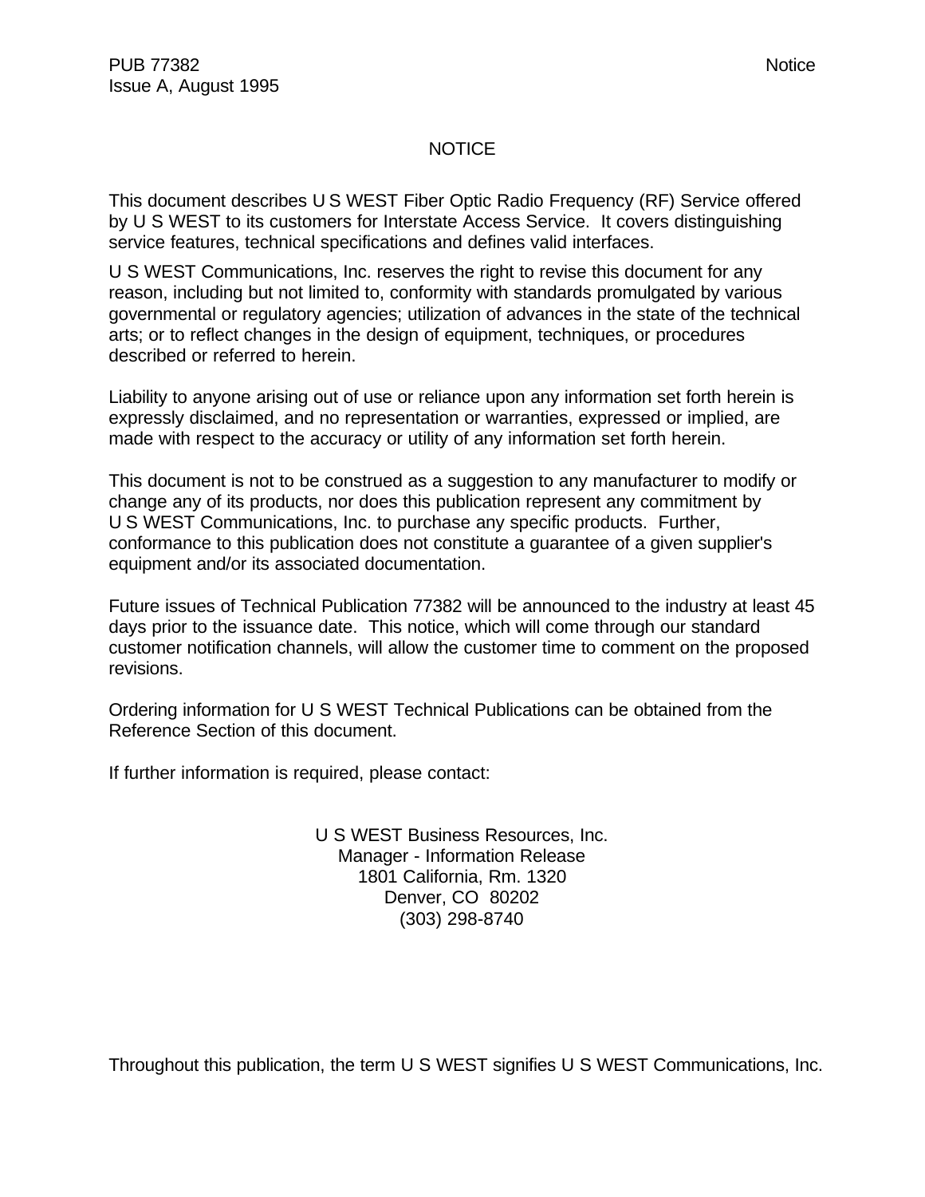# NOTICE

This document describes U S WEST Fiber Optic Radio Frequency (RF) Service offered by U S WEST to its customers for Interstate Access Service. It covers distinguishing service features, technical specifications and defines valid interfaces.

U S WEST Communications, Inc. reserves the right to revise this document for any reason, including but not limited to, conformity with standards promulgated by various governmental or regulatory agencies; utilization of advances in the state of the technical arts; or to reflect changes in the design of equipment, techniques, or procedures described or referred to herein.

Liability to anyone arising out of use or reliance upon any information set forth herein is expressly disclaimed, and no representation or warranties, expressed or implied, are made with respect to the accuracy or utility of any information set forth herein.

This document is not to be construed as a suggestion to any manufacturer to modify or change any of its products, nor does this publication represent any commitment by U S WEST Communications, Inc. to purchase any specific products. Further, conformance to this publication does not constitute a guarantee of a given supplier's equipment and/or its associated documentation.

Future issues of Technical Publication 77382 will be announced to the industry at least 45 days prior to the issuance date. This notice, which will come through our standard customer notification channels, will allow the customer time to comment on the proposed revisions.

Ordering information for U S WEST Technical Publications can be obtained from the Reference Section of this document.

If further information is required, please contact:

U S WEST Business Resources, Inc.
Manager - Information Release
1801 California, Rm. 1320
Denver, CO 80202
(303) 298-8740

Throughout this publication, the term U S WEST signifies U S WEST Communications, Inc.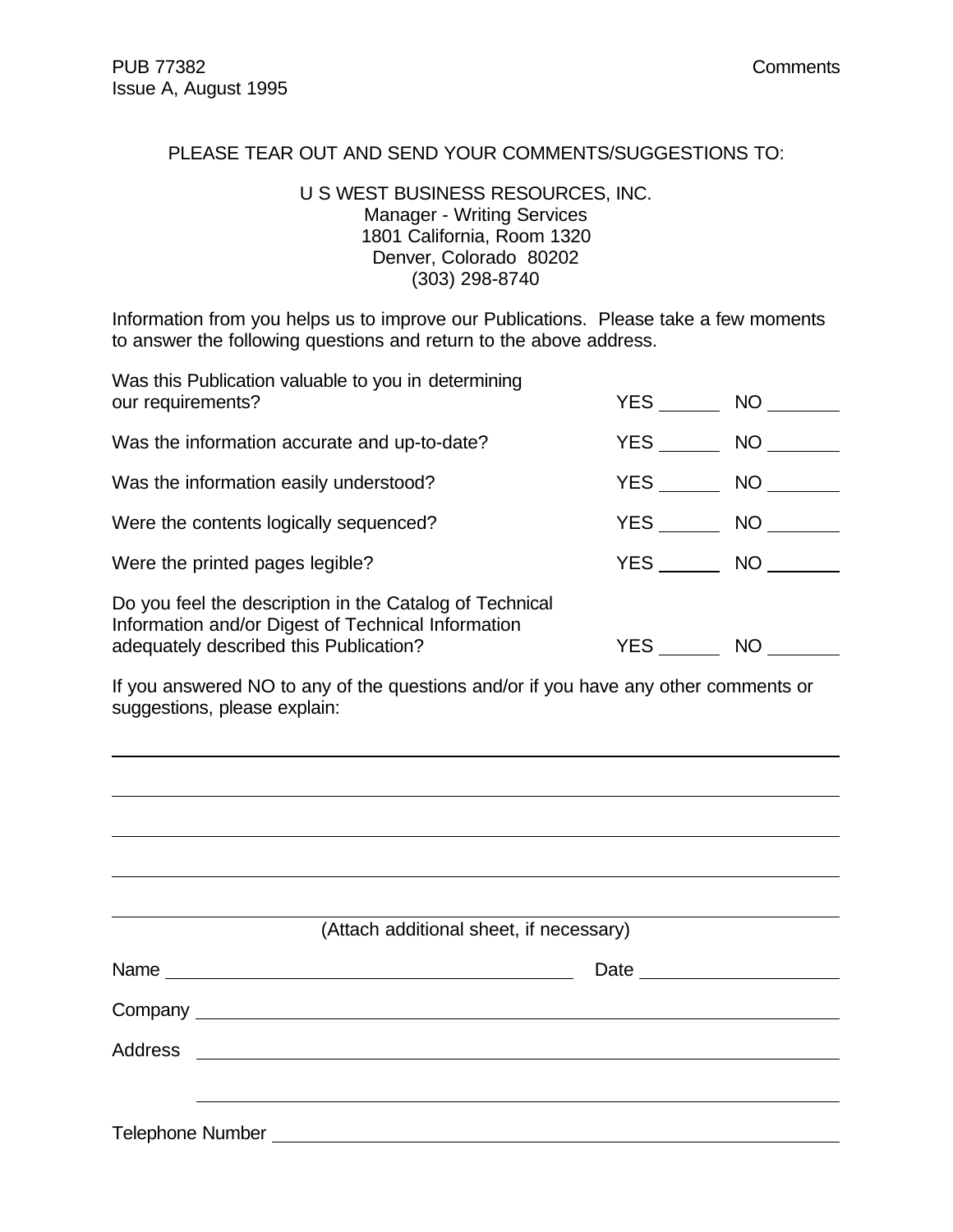PLEASE TEAR OUT AND SEND YOUR COMMENTS/SUGGESTIONS TO:

U S WEST BUSINESS RESOURCES, INC.
Manager - Writing Services
1801 California, Room 1320
Denver, Colorado 80202
(303) 298-8740

Information from you helps us to improve our Publications. Please take a few moments to answer the following questions and return to the above address.

| | | |
|---|---|---|
| Was this Publication valuable to you in determining our requirements? | YES ______ | NO ______ |
| Was the information accurate and up-to-date? | YES ______ | NO ______ |
| Was the information easily understood? | YES ______ | NO ______ |
| Were the contents logically sequenced? | YES ______ | NO ______ |
| Were the printed pages legible? | YES ______ | NO ______ |
| Do you feel the description in the Catalog of Technical Information and/or Digest of Technical Information adequately described this Publication? | YES ______ | NO ______ |

If you answered NO to any of the questions and/or if you have any other comments or suggestions, please explain:

______________________________________________________________________

______________________________________________________________________

______________________________________________________________________

______________________________________________________________________

______________________________________________________________________

(Attach additional sheet, if necessary)

Name ________________________________ Date ________________

Company ______________________________________________________

Address ______________________________________________________

______________________________________________________

Telephone Number ______________________________________________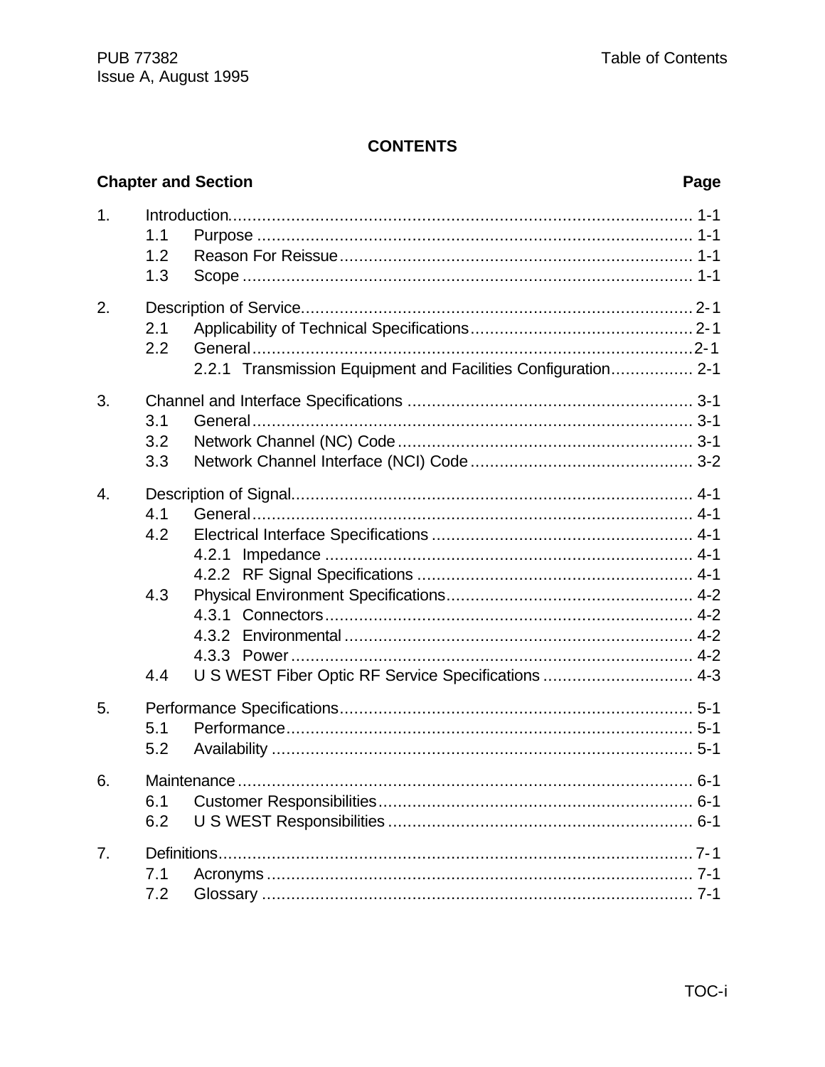# CONTENTS

**Chapter and Section** **Page**

1. Introduction.................................................................................................. 1-1
   - 1.1 Purpose ......................................................................................... 1-1
   - 1.2 Reason For Reissue........................................................................ 1-1
   - 1.3 Scope ............................................................................................. 1-1
2. Description of Service................................................................................ 2-1
   - 2.1 Applicability of Technical Specifications............................................ 2-1
   - 2.2 General.......................................................................................... 2-1
     - 2.2.1 Transmission Equipment and Facilities Configuration................. 2-1
3. Channel and Interface Specifications .......................................................... 3-1
   - 3.1 General.......................................................................................... 3-1
   - 3.2 Network Channel (NC) Code ............................................................ 3-1
   - 3.3 Network Channel Interface (NCI) Code .............................................. 3-2
4. Description of Signal.................................................................................. 4-1
   - 4.1 General.......................................................................................... 4-1
   - 4.2 Electrical Interface Specifications ..................................................... 4-1
     - 4.2.1 Impedance ........................................................................... 4-1
     - 4.2.2 RF Signal Specifications ........................................................ 4-1
   - 4.3 Physical Environment Specifications.................................................. 4-2
     - 4.3.1 Connectors........................................................................... 4-2
     - 4.3.2 Environmental ....................................................................... 4-2
     - 4.3.3 Power .................................................................................. 4-2
   - 4.4 U S WEST Fiber Optic RF Service Specifications ............................... 4-3
5. Performance Specifications........................................................................ 5-1
   - 5.1 Performance................................................................................... 5-1
   - 5.2 Availability ...................................................................................... 5-1
6. Maintenance .............................................................................................. 6-1
   - 6.1 Customer Responsibilities................................................................ 6-1
   - 6.2 U S WEST Responsibilities .............................................................. 6-1
7. Definitions.................................................................................................. 7-1
   - 7.1 Acronyms ....................................................................................... 7-1
   - 7.2 Glossary ........................................................................................ 7-1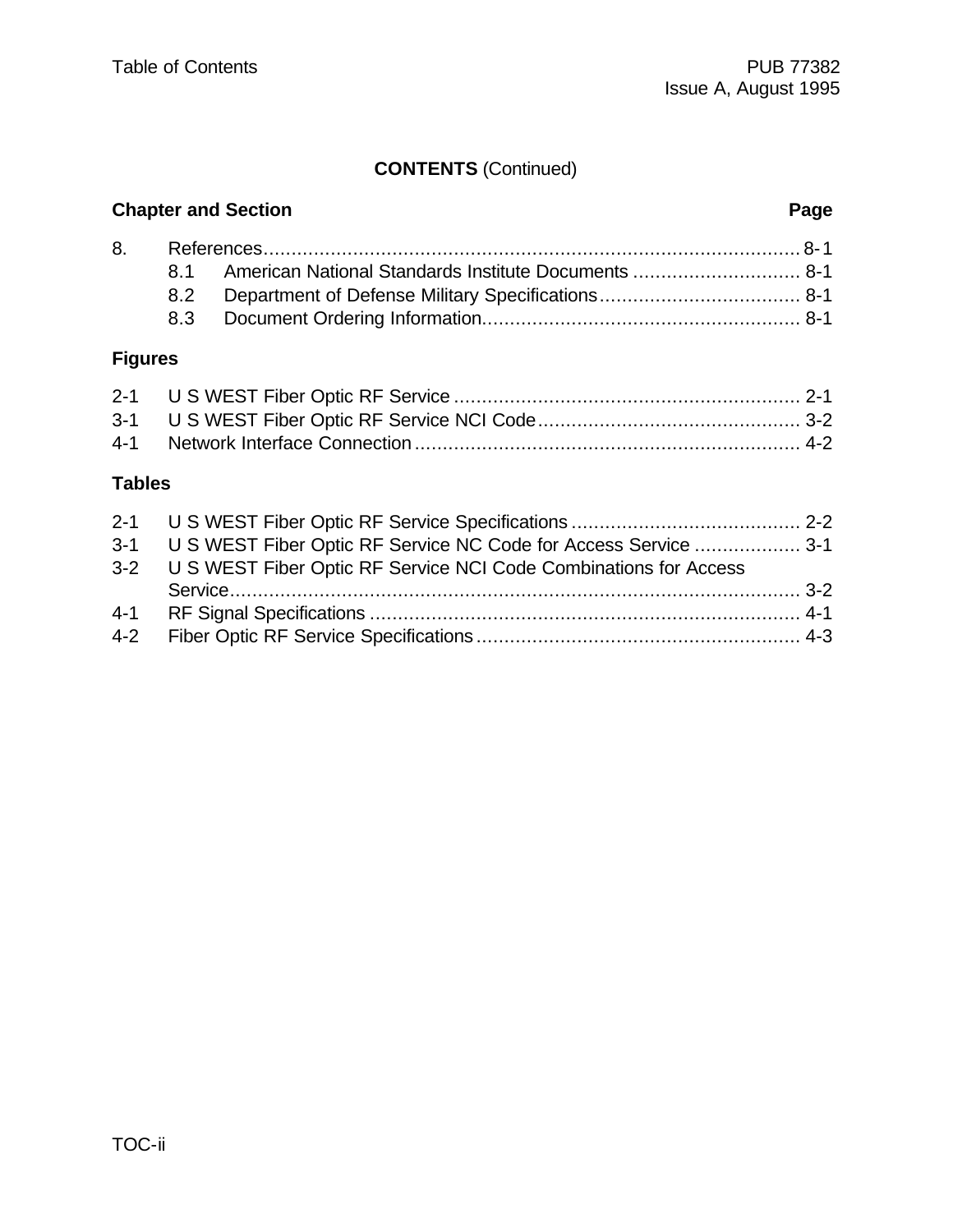**CONTENTS** (Continued)

**Chapter and Section** **Page**

8. References.......................................................................................... 8-1
   - 8.1 American National Standards Institute Documents .............................. 8-1
   - 8.2 Department of Defense Military Specifications.................................... 8-1
   - 8.3 Document Ordering Information......................................................... 8-1

**Figures**

2-1 U S WEST Fiber Optic RF Service ............................................................. 2-1
3-1 U S WEST Fiber Optic RF Service NCI Code............................................... 3-2
4-1 Network Interface Connection..................................................................... 4-2

**Tables**

2-1 U S WEST Fiber Optic RF Service Specifications......................................... 2-2
3-1 U S WEST Fiber Optic RF Service NC Code for Access Service ................... 3-1
3-2 U S WEST Fiber Optic RF Service NCI Code Combinations for Access Service...................................................................................................... 3-2
4-1 RF Signal Specifications ............................................................................ 4-1
4-2 Fiber Optic RF Service Specifications.......................................................... 4-3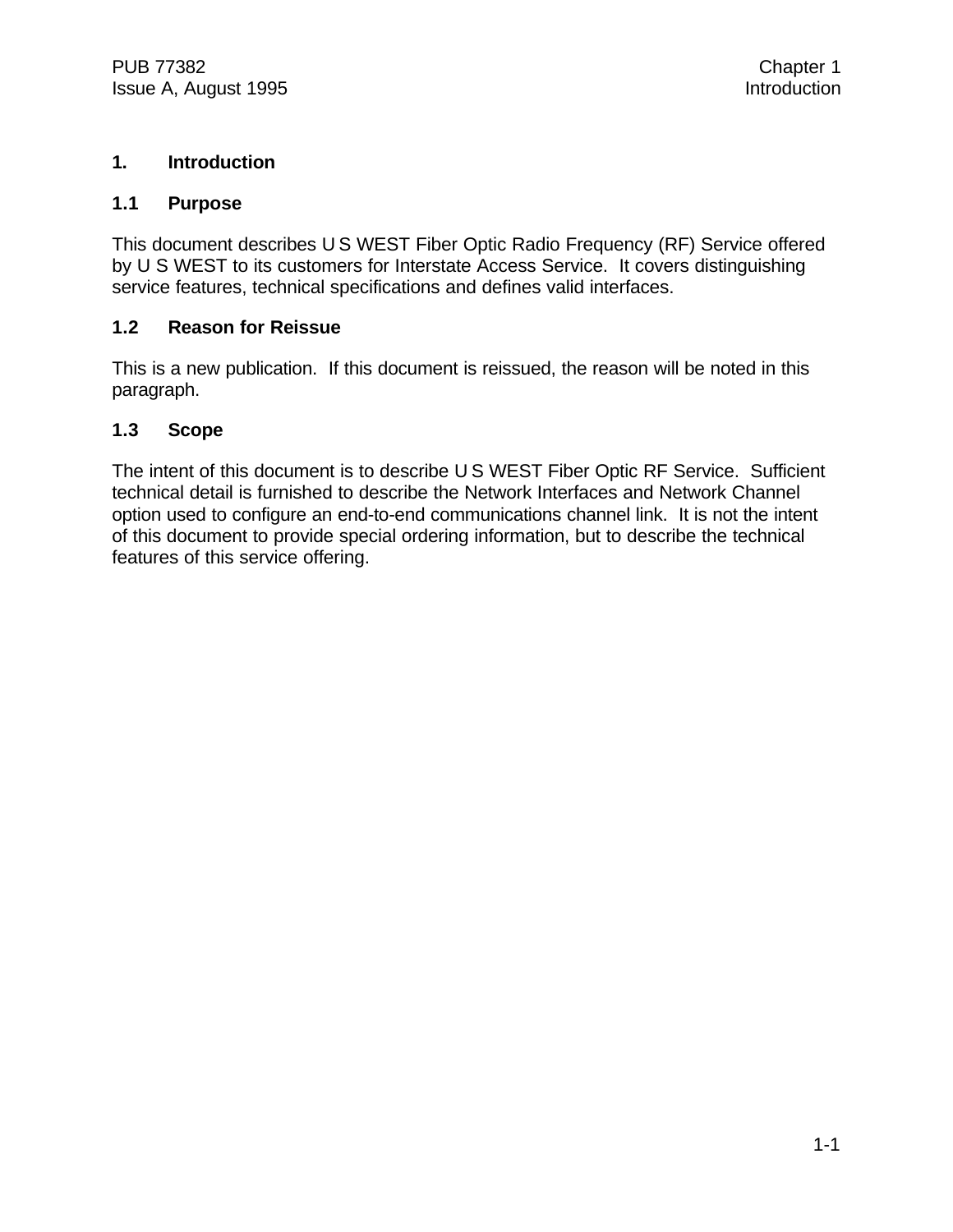# 1. Introduction

## 1.1 Purpose

This document describes U S WEST Fiber Optic Radio Frequency (RF) Service offered by U S WEST to its customers for Interstate Access Service. It covers distinguishing service features, technical specifications and defines valid interfaces.

## 1.2 Reason for Reissue

This is a new publication. If this document is reissued, the reason will be noted in this paragraph.

## 1.3 Scope

The intent of this document is to describe U S WEST Fiber Optic RF Service. Sufficient technical detail is furnished to describe the Network Interfaces and Network Channel option used to configure an end-to-end communications channel link. It is not the intent of this document to provide special ordering information, but to describe the technical features of this service offering.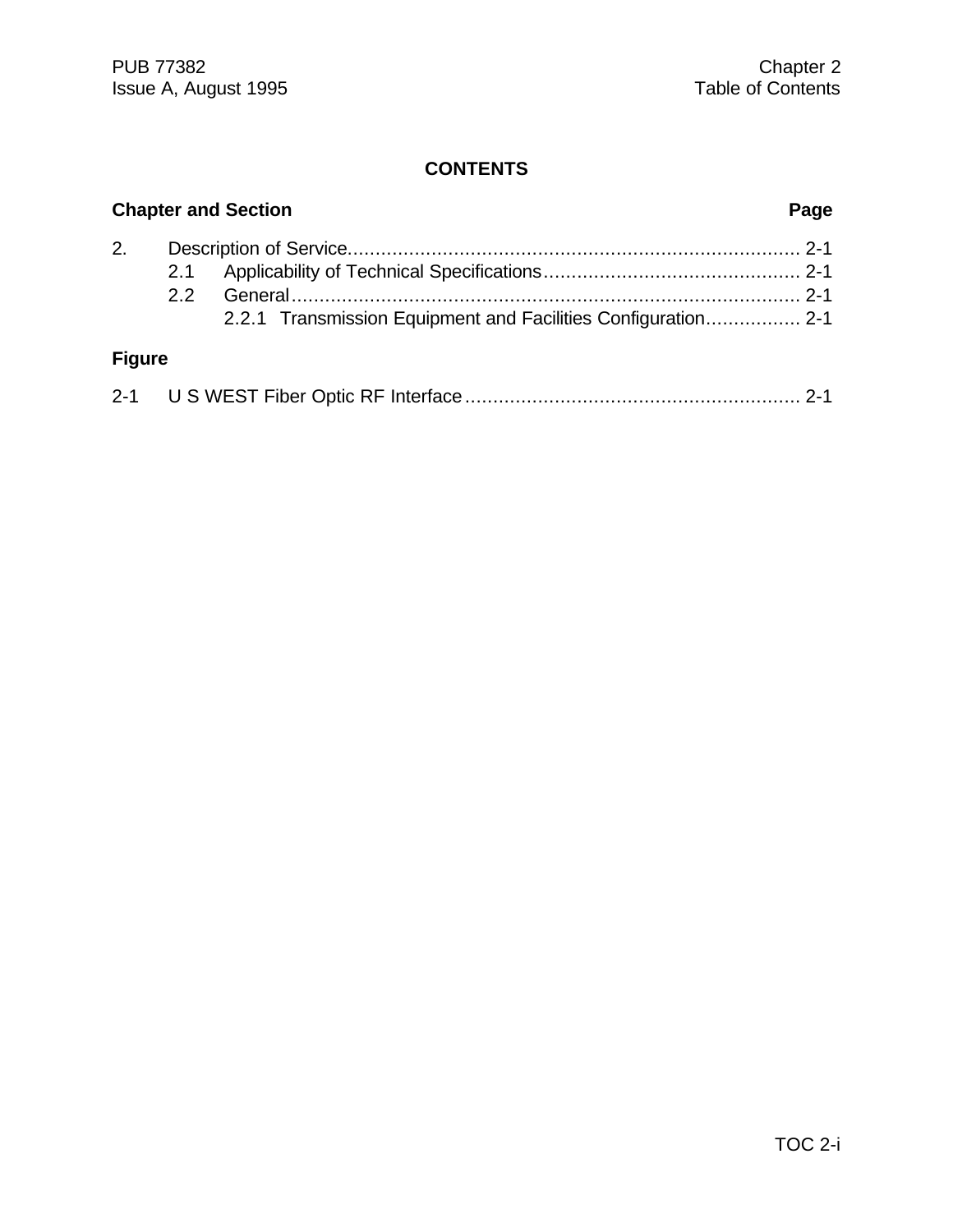# CONTENTS

| Chapter and Section | | | Page |
|---|---|---|---|
| 2. | Description of Service | | 2-1 |
| | 2.1 | Applicability of Technical Specifications | 2-1 |
| | 2.2 | General | 2-1 |
| | | 2.2.1 Transmission Equipment and Facilities Configuration | 2-1 |

**Figure**

| | | |
|---|---|---|
| 2-1 | U S WEST Fiber Optic RF Interface | 2-1 |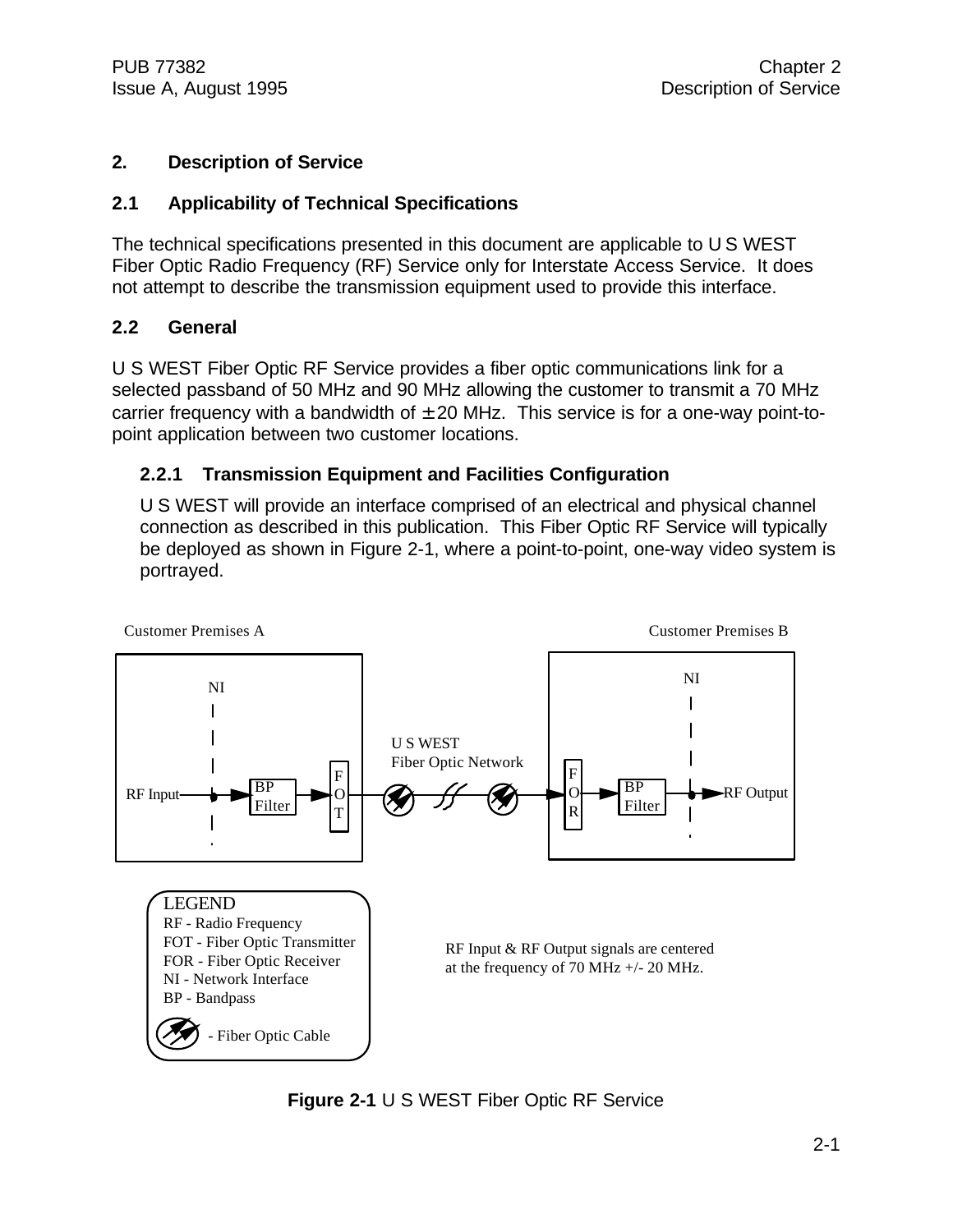# 2. Description of Service

## 2.1 Applicability of Technical Specifications

The technical specifications presented in this document are applicable to U S WEST Fiber Optic Radio Frequency (RF) Service only for Interstate Access Service. It does not attempt to describe the transmission equipment used to provide this interface.

## 2.2 General

U S WEST Fiber Optic RF Service provides a fiber optic communications link for a selected passband of 50 MHz and 90 MHz allowing the customer to transmit a 70 MHz carrier frequency with a bandwidth of ± 20 MHz. This service is for a one-way point-to-point application between two customer locations.

### 2.2.1 Transmission Equipment and Facilities Configuration

U S WEST will provide an interface comprised of an electrical and physical channel connection as described in this publication. This Fiber Optic RF Service will typically be deployed as shown in Figure 2-1, where a point-to-point, one-way video system is portrayed.

Customer Premises A — Customer Premises B

NI — RF Input → BP Filter → FOT — U S WEST Fiber Optic Network — FOR → BP Filter → RF Output — NI

LEGEND
RF - Radio Frequency
FOT - Fiber Optic Transmitter
FOR - Fiber Optic Receiver
NI - Network Interface
BP - Bandpass
- Fiber Optic Cable

RF Input & RF Output signals are centered at the frequency of 70 MHz +/- 20 MHz.

**Figure 2-1** U S WEST Fiber Optic RF Service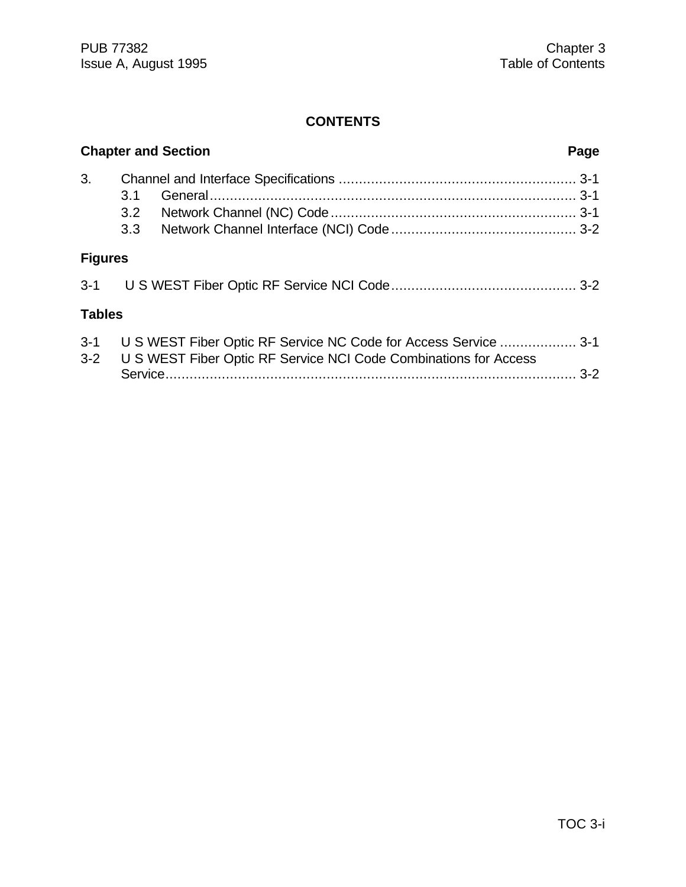# CONTENTS

| Chapter and Section | | Page |
|---|---|---|
| 3. | Channel and Interface Specifications | 3-1 |
| 3.1 | General | 3-1 |
| 3.2 | Network Channel (NC) Code | 3-1 |
| 3.3 | Network Channel Interface (NCI) Code | 3-2 |

**Figures**

| | | |
|---|---|---|
| 3-1 | U S WEST Fiber Optic RF Service NCI Code | 3-2 |

**Tables**

| | | |
|---|---|---|
| 3-1 | U S WEST Fiber Optic RF Service NC Code for Access Service | 3-1 |
| 3-2 | U S WEST Fiber Optic RF Service NCI Code Combinations for Access Service | 3-2 |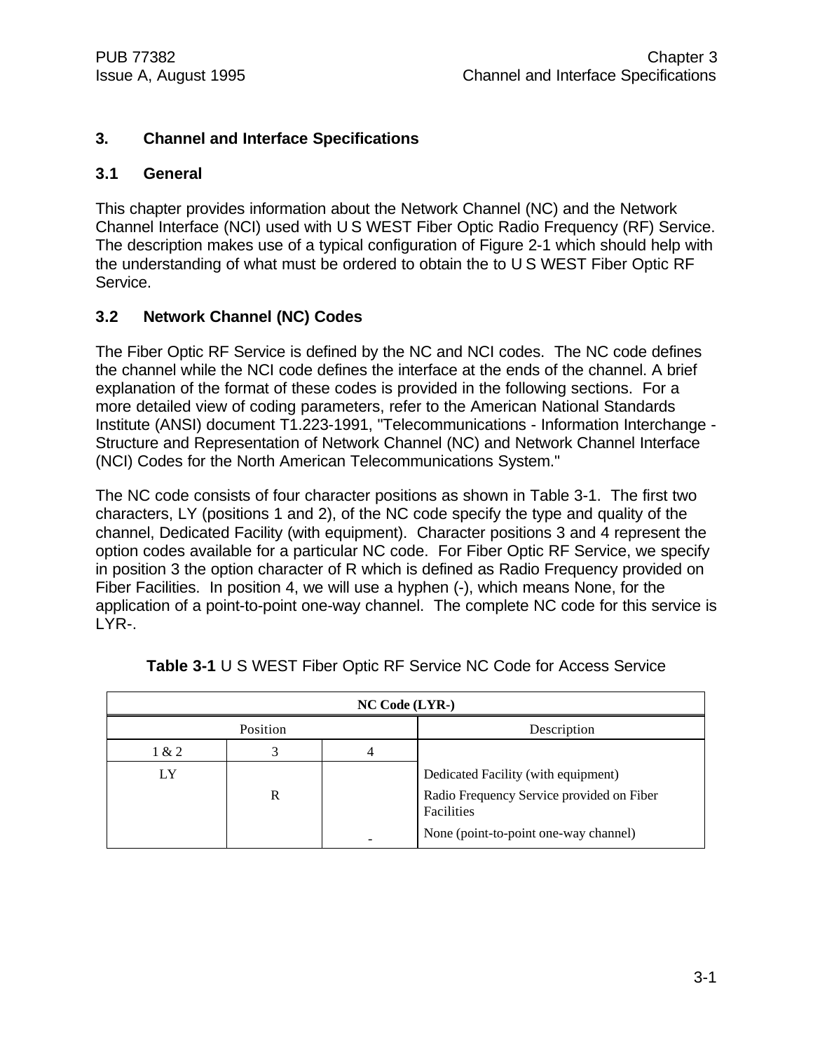# 3. Channel and Interface Specifications

## 3.1 General

This chapter provides information about the Network Channel (NC) and the Network Channel Interface (NCI) used with U S WEST Fiber Optic Radio Frequency (RF) Service. The description makes use of a typical configuration of Figure 2-1 which should help with the understanding of what must be ordered to obtain the to U S WEST Fiber Optic RF Service.

## 3.2 Network Channel (NC) Codes

The Fiber Optic RF Service is defined by the NC and NCI codes. The NC code defines the channel while the NCI code defines the interface at the ends of the channel. A brief explanation of the format of these codes is provided in the following sections. For a more detailed view of coding parameters, refer to the American National Standards Institute (ANSI) document T1.223-1991, "Telecommunications - Information Interchange - Structure and Representation of Network Channel (NC) and Network Channel Interface (NCI) Codes for the North American Telecommunications System."

The NC code consists of four character positions as shown in Table 3-1. The first two characters, LY (positions 1 and 2), of the NC code specify the type and quality of the channel, Dedicated Facility (with equipment). Character positions 3 and 4 represent the option codes available for a particular NC code. For Fiber Optic RF Service, we specify in position 3 the option character of R which is defined as Radio Frequency provided on Fiber Facilities. In position 4, we will use a hyphen (-), which means None, for the application of a point-to-point one-way channel. The complete NC code for this service is LYR-.

**Table 3-1** U S WEST Fiber Optic RF Service NC Code for Access Service

| NC Code (LYR-) | | | |
|---|---|---|---|
| Position | | | Description |
| 1 & 2 | 3 | 4 | |
| LY | | | Dedicated Facility (with equipment) |
| | R | | Radio Frequency Service provided on Fiber Facilities |
| | | - | None (point-to-point one-way channel) |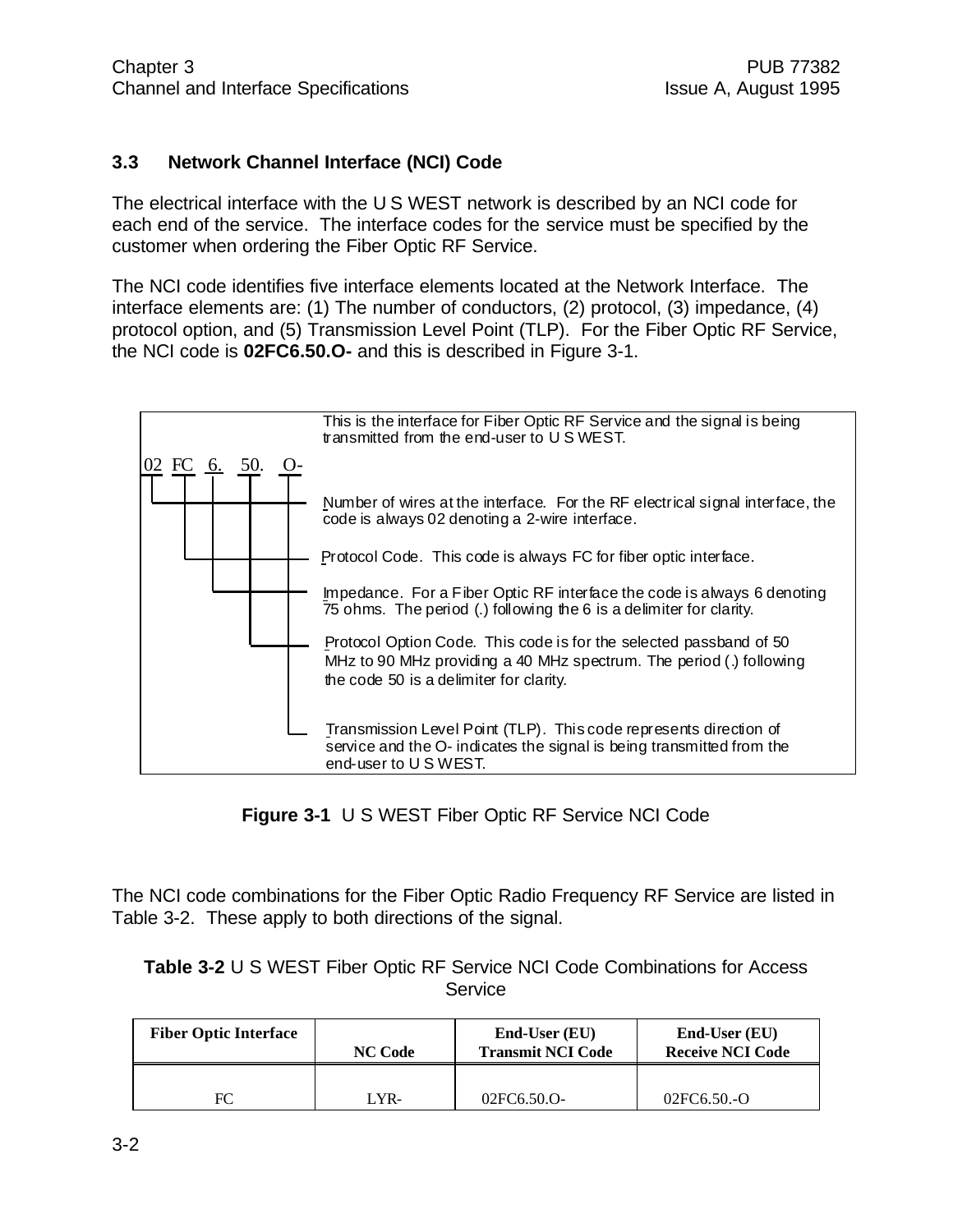### 3.3 Network Channel Interface (NCI) Code

The electrical interface with the U S WEST network is described by an NCI code for each end of the service. The interface codes for the service must be specified by the customer when ordering the Fiber Optic RF Service.

The NCI code identifies five interface elements located at the Network Interface. The interface elements are: (1) The number of conductors, (2) protocol, (3) impedance, (4) protocol option, and (5) Transmission Level Point (TLP). For the Fiber Optic RF Service, the NCI code is **02FC6.50.O-** and this is described in Figure 3-1.

This is the interface for Fiber Optic RF Service and the signal is being transmitted from the end-user to U S WEST.

02 FC 6. 50. O-

- Number of wires at the interface. For the RF electrical signal interface, the code is always 02 denoting a 2-wire interface.
- Protocol Code. This code is always FC for fiber optic interface.
- Impedance. For a Fiber Optic RF interface the code is always 6 denoting 75 ohms. The period (.) following the 6 is a delimiter for clarity.
- Protocol Option Code. This code is for the selected passband of 50 MHz to 90 MHz providing a 40 MHz spectrum. The period (.) following the code 50 is a delimiter for clarity.
- Transmission Level Point (TLP). This code represents direction of service and the O- indicates the signal is being transmitted from the end-user to U S WEST.

**Figure 3-1** U S WEST Fiber Optic RF Service NCI Code

The NCI code combinations for the Fiber Optic Radio Frequency RF Service are listed in Table 3-2. These apply to both directions of the signal.

**Table 3-2** U S WEST Fiber Optic RF Service NCI Code Combinations for Access Service

| Fiber Optic Interface | NC Code | End-User (EU) Transmit NCI Code | End-User (EU) Receive NCI Code |
|---|---|---|---|
| FC | LYR- | 02FC6.50.O- | 02FC6.50.-O |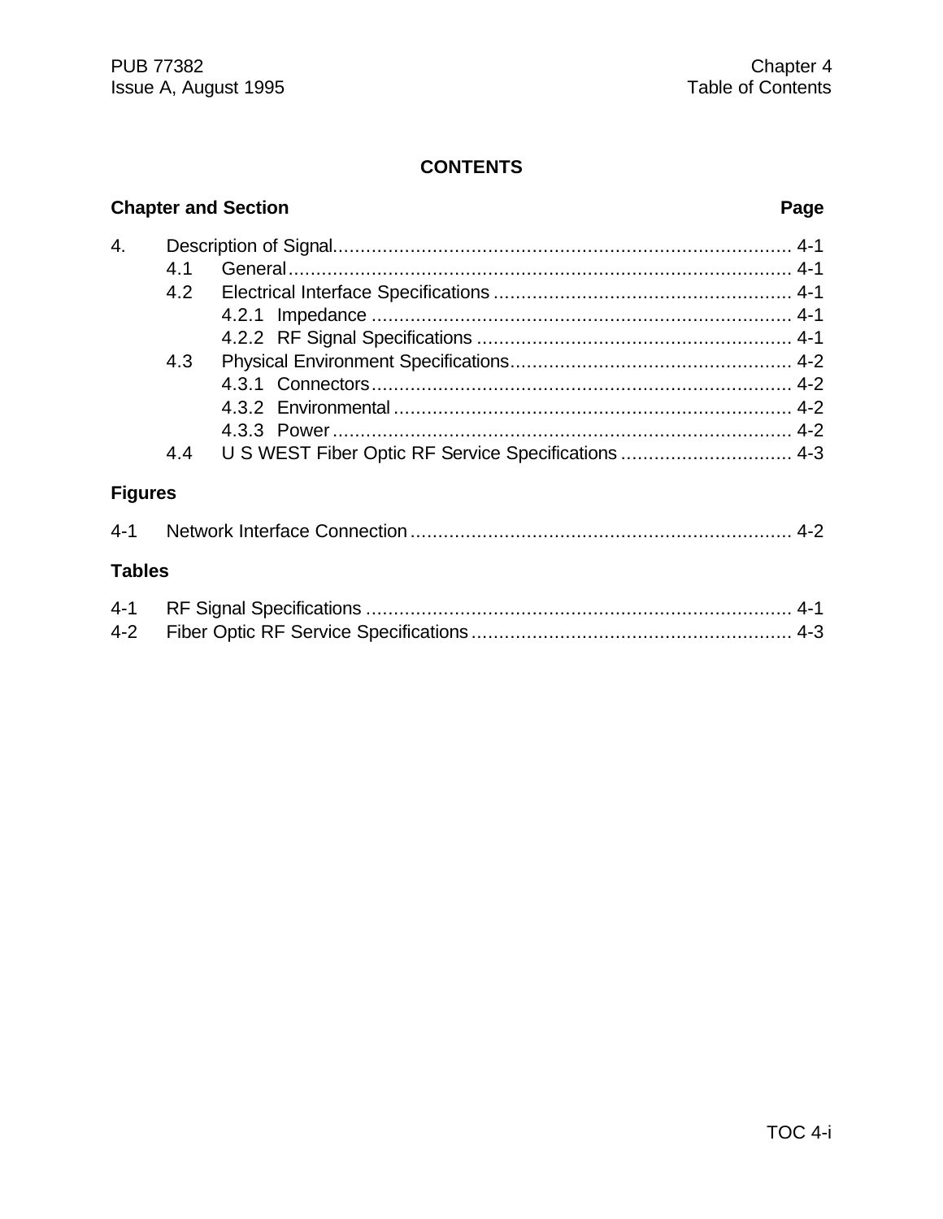## CONTENTS

**Chapter and Section** **Page**

4. Description of Signal................................................................................. 4-1
    - 4.1 General.......................................................................................... 4-1
    - 4.2 Electrical Interface Specifications ..................................................... 4-1
        - 4.2.1 Impedance ........................................................................... 4-1
        - 4.2.2 RF Signal Specifications ........................................................ 4-1
    - 4.3 Physical Environment Specifications.................................................. 4-2
        - 4.3.1 Connectors........................................................................... 4-2
        - 4.3.2 Environmental ....................................................................... 4-2
        - 4.3.3 Power .................................................................................. 4-2
    - 4.4 U S WEST Fiber Optic RF Service Specifications .............................. 4-3

### Figures

4-1 Network Interface Connection.................................................................... 4-2

### Tables

4-1 RF Signal Specifications ........................................................................... 4-1

4-2 Fiber Optic RF Service Specifications......................................................... 4-3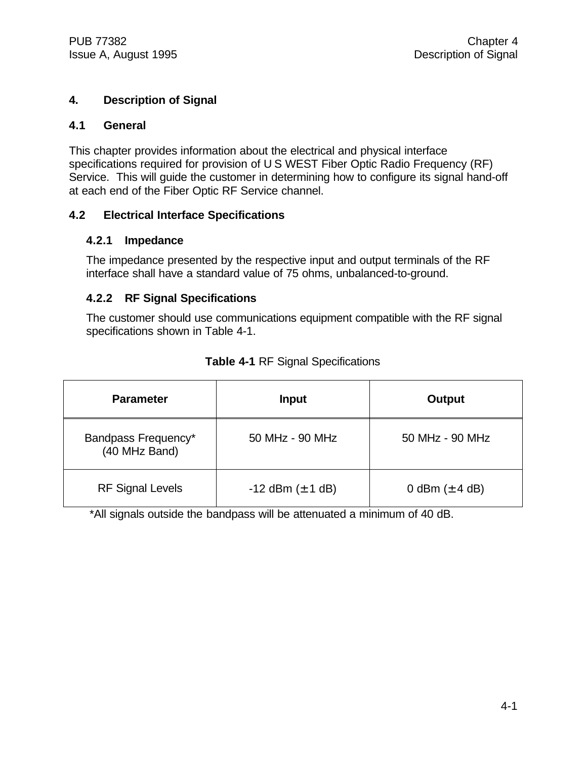# 4. Description of Signal

## 4.1 General

This chapter provides information about the electrical and physical interface specifications required for provision of U S WEST Fiber Optic Radio Frequency (RF) Service. This will guide the customer in determining how to configure its signal hand-off at each end of the Fiber Optic RF Service channel.

## 4.2 Electrical Interface Specifications

### 4.2.1 Impedance

The impedance presented by the respective input and output terminals of the RF interface shall have a standard value of 75 ohms, unbalanced-to-ground.

### 4.2.2 RF Signal Specifications

The customer should use communications equipment compatible with the RF signal specifications shown in Table 4-1.

**Table 4-1** RF Signal Specifications

| Parameter | Input | Output |
|---|---|---|
| Bandpass Frequency* (40 MHz Band) | 50 MHz - 90 MHz | 50 MHz - 90 MHz |
| RF Signal Levels | -12 dBm (± 1 dB) | 0 dBm (± 4 dB) |

*All signals outside the bandpass will be attenuated a minimum of 40 dB.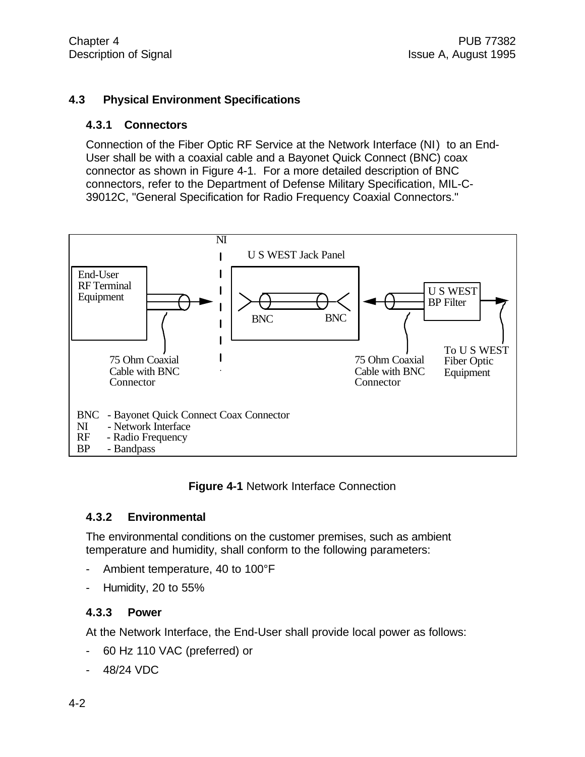## 4.3 Physical Environment Specifications

### 4.3.1 Connectors

Connection of the Fiber Optic RF Service at the Network Interface (NI) to an End-User shall be with a coaxial cable and a Bayonet Quick Connect (BNC) coax connector as shown in Figure 4-1. For a more detailed description of BNC connectors, refer to the Department of Defense Military Specification, MIL-C-39012C, "General Specification for Radio Frequency Coaxial Connectors."

NI

U S WEST Jack Panel

End-User RF Terminal Equipment

BNC BNC

U S WEST BP Filter

75 Ohm Coaxial Cable with BNC Connector

75 Ohm Coaxial Cable with BNC Connector

To U S WEST Fiber Optic Equipment

BNC - Bayonet Quick Connect Coax Connector
NI - Network Interface
RF - Radio Frequency
BP - Bandpass

**Figure 4-1** Network Interface Connection

### 4.3.2 Environmental

The environmental conditions on the customer premises, such as ambient temperature and humidity, shall conform to the following parameters:

- Ambient temperature, 40 to 100°F
- Humidity, 20 to 55%

### 4.3.3 Power

At the Network Interface, the End-User shall provide local power as follows:

- 60 Hz 110 VAC (preferred) or
- 48/24 VDC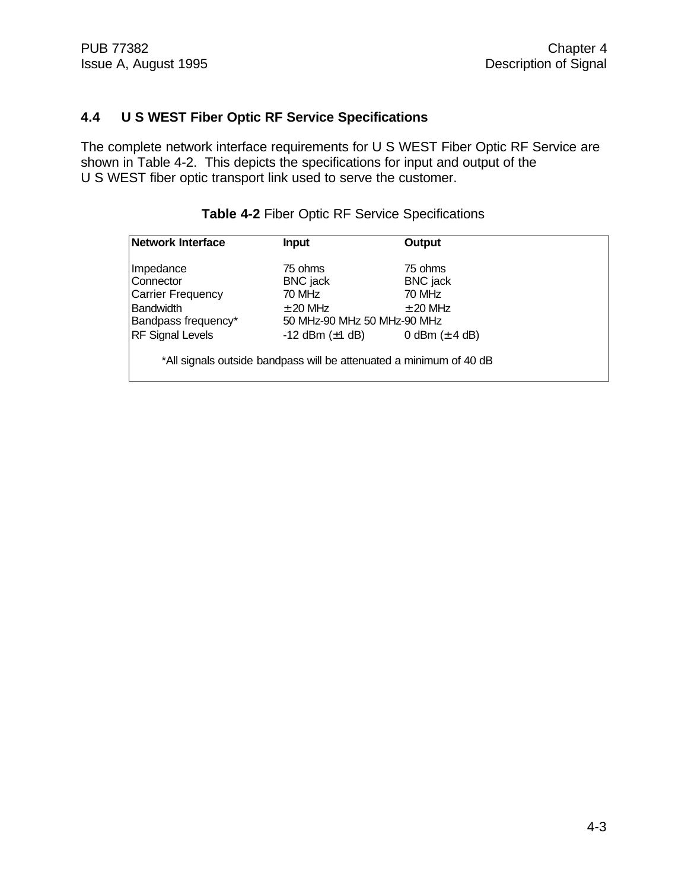## 4.4 U S WEST Fiber Optic RF Service Specifications

The complete network interface requirements for U S WEST Fiber Optic RF Service are shown in Table 4-2. This depicts the specifications for input and output of the U S WEST fiber optic transport link used to serve the customer.

**Table 4-2** Fiber Optic RF Service Specifications

| Network Interface | Input | Output |
|---|---|---|
| Impedance | 75 ohms | 75 ohms |
| Connector | BNC jack | BNC jack |
| Carrier Frequency | 70 MHz | 70 MHz |
| Bandwidth | ± 20 MHz | ± 20 MHz |
| Bandpass frequency* | 50 MHz-90 MHz | 50 MHz-90 MHz |
| RF Signal Levels | -12 dBm (±1 dB) | 0 dBm (± 4 dB) |

*All signals outside bandpass will be attenuated a minimum of 40 dB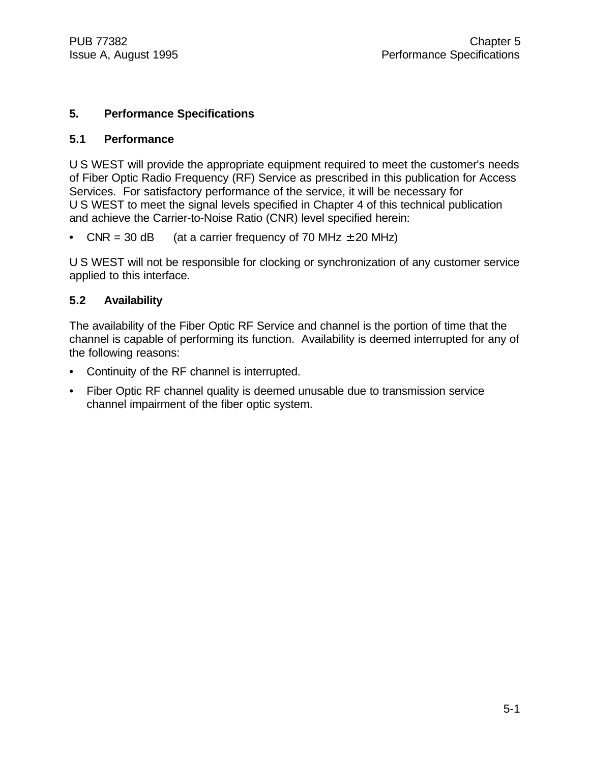# 5. Performance Specifications

## 5.1 Performance

U S WEST will provide the appropriate equipment required to meet the customer's needs of Fiber Optic Radio Frequency (RF) Service as prescribed in this publication for Access Services. For satisfactory performance of the service, it will be necessary for U S WEST to meet the signal levels specified in Chapter 4 of this technical publication and achieve the Carrier-to-Noise Ratio (CNR) level specified herein:

- CNR = 30 dB (at a carrier frequency of 70 MHz $\pm$ 20 MHz)

U S WEST will not be responsible for clocking or synchronization of any customer service applied to this interface.

## 5.2 Availability

The availability of the Fiber Optic RF Service and channel is the portion of time that the channel is capable of performing its function. Availability is deemed interrupted for any of the following reasons:

- Continuity of the RF channel is interrupted.
- Fiber Optic RF channel quality is deemed unusable due to transmission service channel impairment of the fiber optic system.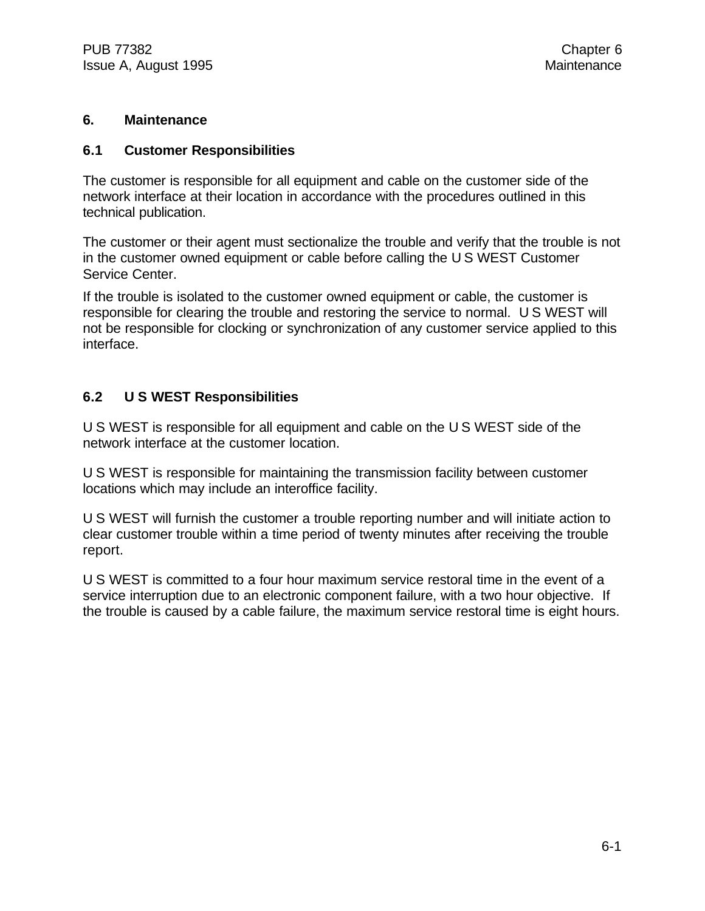# 6. Maintenance

## 6.1 Customer Responsibilities

The customer is responsible for all equipment and cable on the customer side of the network interface at their location in accordance with the procedures outlined in this technical publication.

The customer or their agent must sectionalize the trouble and verify that the trouble is not in the customer owned equipment or cable before calling the U S WEST Customer Service Center.

If the trouble is isolated to the customer owned equipment or cable, the customer is responsible for clearing the trouble and restoring the service to normal. U S WEST will not be responsible for clocking or synchronization of any customer service applied to this interface.

## 6.2 U S WEST Responsibilities

U S WEST is responsible for all equipment and cable on the U S WEST side of the network interface at the customer location.

U S WEST is responsible for maintaining the transmission facility between customer locations which may include an interoffice facility.

U S WEST will furnish the customer a trouble reporting number and will initiate action to clear customer trouble within a time period of twenty minutes after receiving the trouble report.

U S WEST is committed to a four hour maximum service restoral time in the event of a service interruption due to an electronic component failure, with a two hour objective. If the trouble is caused by a cable failure, the maximum service restoral time is eight hours.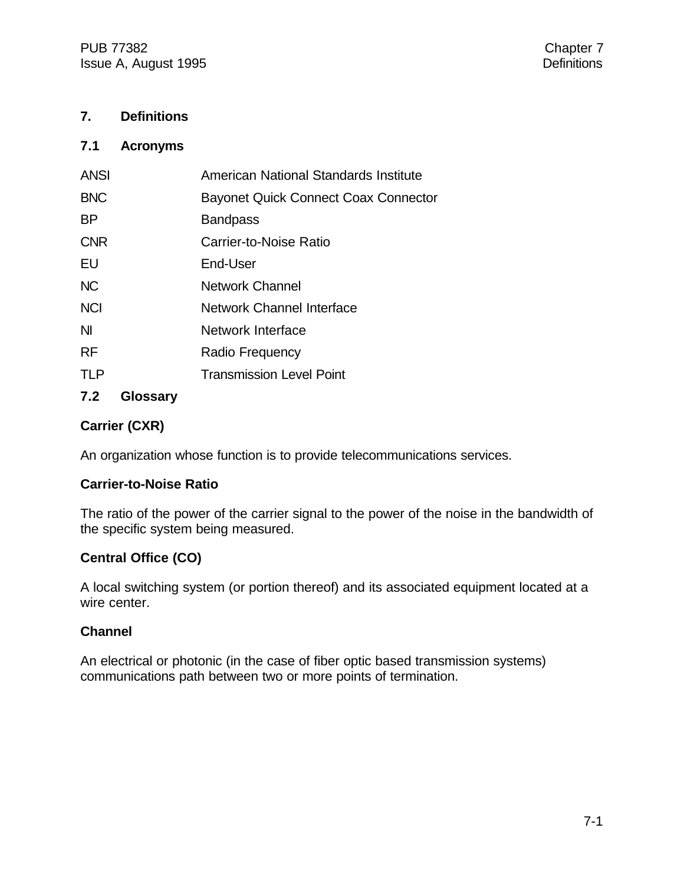# 7. Definitions

## 7.1 Acronyms

| | |
|---|---|
| ANSI | American National Standards Institute |
| BNC | Bayonet Quick Connect Coax Connector |
| BP | Bandpass |
| CNR | Carrier-to-Noise Ratio |
| EU | End-User |
| NC | Network Channel |
| NCI | Network Channel Interface |
| NI | Network Interface |
| RF | Radio Frequency |
| TLP | Transmission Level Point |

## 7.2 Glossary

**Carrier (CXR)**

An organization whose function is to provide telecommunications services.

**Carrier-to-Noise Ratio**

The ratio of the power of the carrier signal to the power of the noise in the bandwidth of the specific system being measured.

**Central Office (CO)**

A local switching system (or portion thereof) and its associated equipment located at a wire center.

**Channel**

An electrical or photonic (in the case of fiber optic based transmission systems) communications path between two or more points of termination.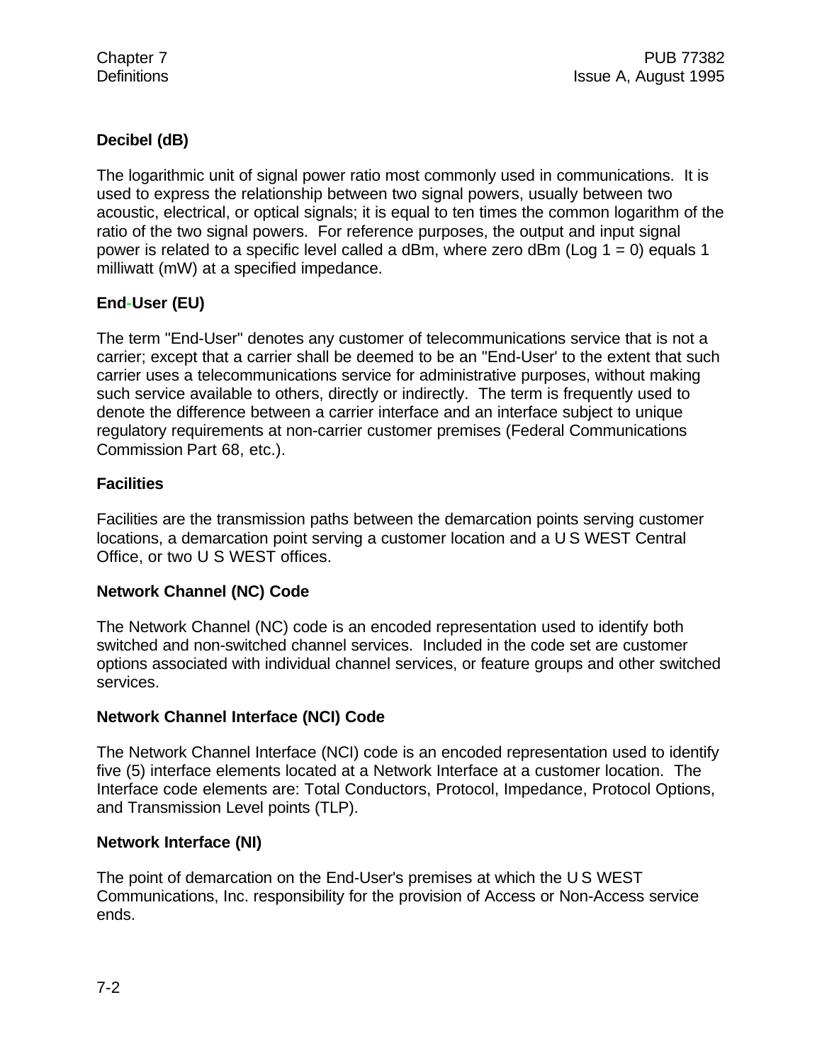**Decibel (dB)**

The logarithmic unit of signal power ratio most commonly used in communications. It is used to express the relationship between two signal powers, usually between two acoustic, electrical, or optical signals; it is equal to ten times the common logarithm of the ratio of the two signal powers. For reference purposes, the output and input signal power is related to a specific level called a dBm, where zero dBm (Log 1 = 0) equals 1 milliwatt (mW) at a specified impedance.

**End-User (EU)**

The term "End-User" denotes any customer of telecommunications service that is not a carrier; except that a carrier shall be deemed to be an "End-User' to the extent that such carrier uses a telecommunications service for administrative purposes, without making such service available to others, directly or indirectly. The term is frequently used to denote the difference between a carrier interface and an interface subject to unique regulatory requirements at non-carrier customer premises (Federal Communications Commission Part 68, etc.).

**Facilities**

Facilities are the transmission paths between the demarcation points serving customer locations, a demarcation point serving a customer location and a U S WEST Central Office, or two U S WEST offices.

**Network Channel (NC) Code**

The Network Channel (NC) code is an encoded representation used to identify both switched and non-switched channel services. Included in the code set are customer options associated with individual channel services, or feature groups and other switched services.

**Network Channel Interface (NCI) Code**

The Network Channel Interface (NCI) code is an encoded representation used to identify five (5) interface elements located at a Network Interface at a customer location. The Interface code elements are: Total Conductors, Protocol, Impedance, Protocol Options, and Transmission Level points (TLP).

**Network Interface (NI)**

The point of demarcation on the End-User's premises at which the U S WEST Communications, Inc. responsibility for the provision of Access or Non-Access service ends.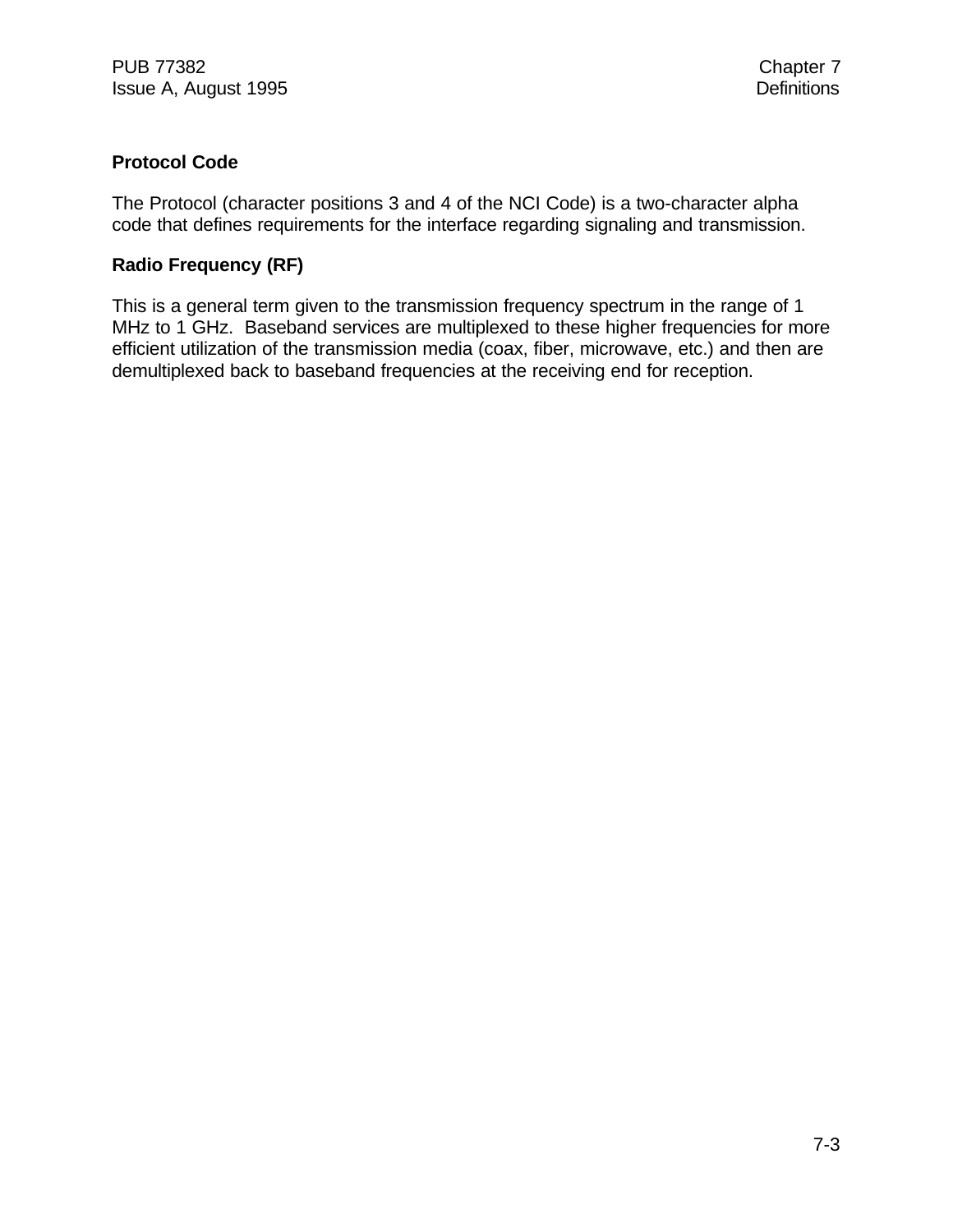**Protocol Code**

The Protocol (character positions 3 and 4 of the NCI Code) is a two-character alpha code that defines requirements for the interface regarding signaling and transmission.

**Radio Frequency (RF)**

This is a general term given to the transmission frequency spectrum in the range of 1 MHz to 1 GHz.  Baseband services are multiplexed to these higher frequencies for more efficient utilization of the transmission media (coax, fiber, microwave, etc.) and then are demultiplexed back to baseband frequencies at the receiving end for reception.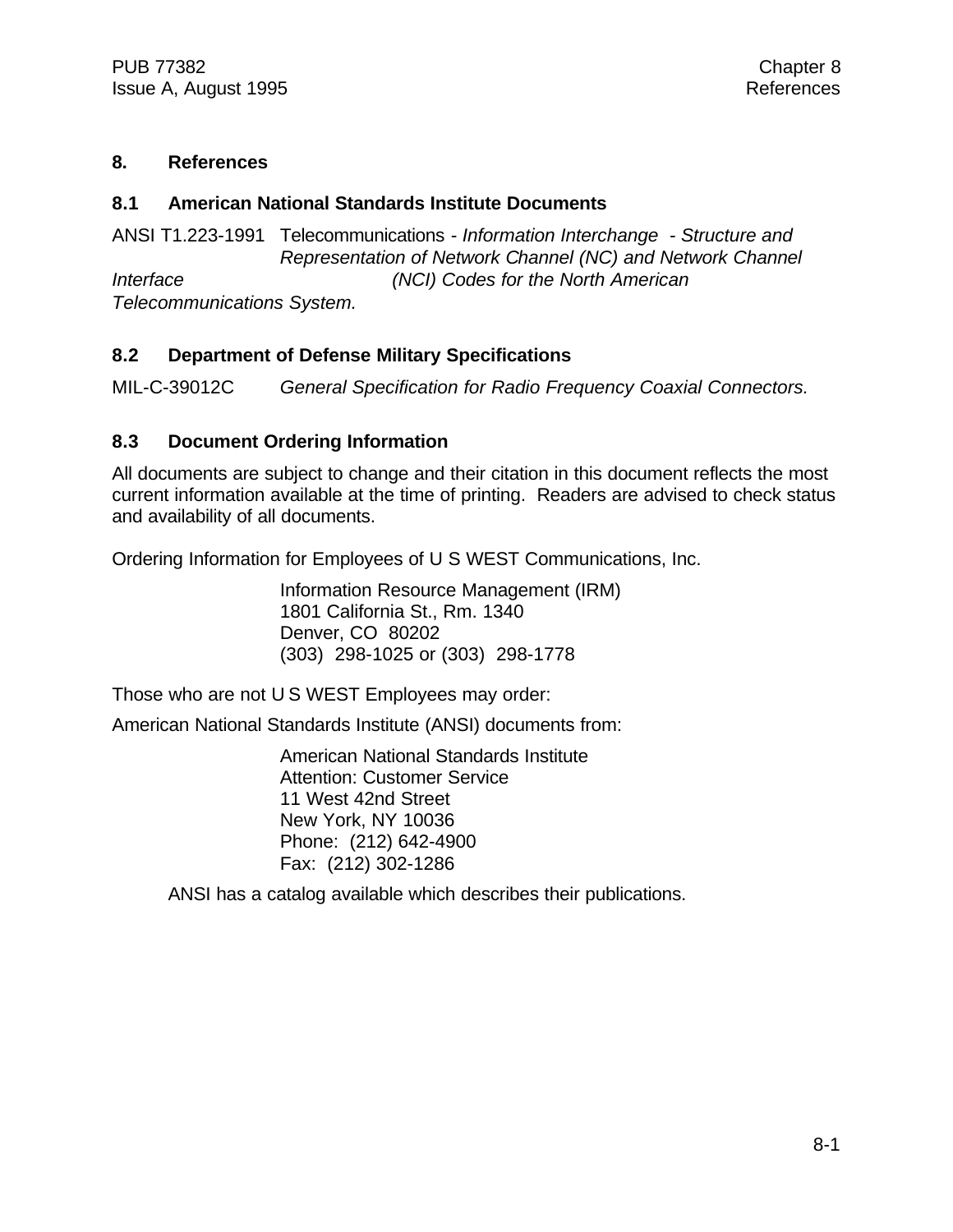# 8. References

## 8.1 American National Standards Institute Documents

ANSI T1.223-1991 Telecommunications - *Information Interchange - Structure and Representation of Network Channel (NC) and Network Channel Interface (NCI) Codes for the North American Telecommunications System.*

## 8.2 Department of Defense Military Specifications

MIL-C-39012C *General Specification for Radio Frequency Coaxial Connectors.*

## 8.3 Document Ordering Information

All documents are subject to change and their citation in this document reflects the most current information available at the time of printing. Readers are advised to check status and availability of all documents.

Ordering Information for Employees of U S WEST Communications, Inc.

Information Resource Management (IRM)
1801 California St., Rm. 1340
Denver, CO 80202
(303) 298-1025 or (303) 298-1778

Those who are not U S WEST Employees may order:

American National Standards Institute (ANSI) documents from:

American National Standards Institute
Attention: Customer Service
11 West 42nd Street
New York, NY 10036
Phone: (212) 642-4900
Fax: (212) 302-1286

ANSI has a catalog available which describes their publications.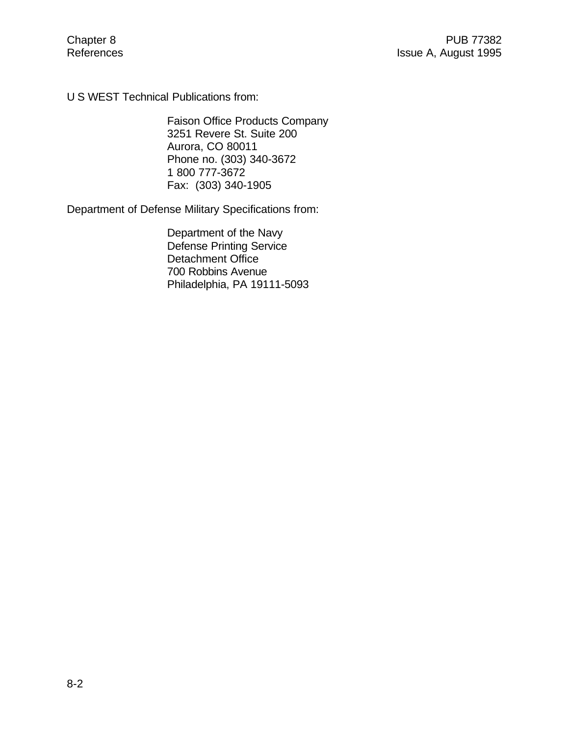U S WEST Technical Publications from:

Faison Office Products Company
3251 Revere St. Suite 200
Aurora, CO 80011
Phone no. (303) 340-3672
1 800 777-3672
Fax: (303) 340-1905

Department of Defense Military Specifications from:

Department of the Navy
Defense Printing Service
Detachment Office
700 Robbins Avenue
Philadelphia, PA 19111-5093